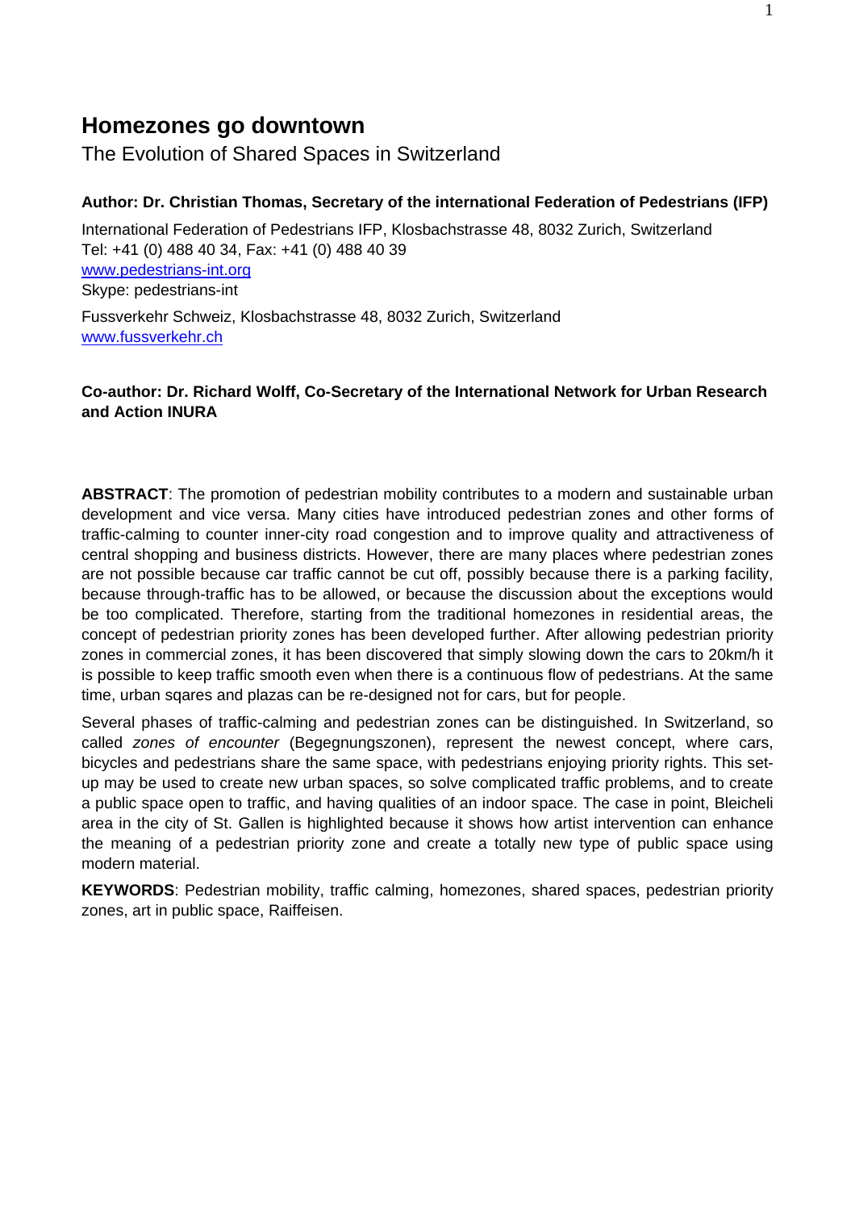# Homezones go downtown

The Evolution of Shared Spaces in Switzerland

**Author: Dr. Christian Thomas, Secretary of the international Federation of Pedestrians (IFP)**

International Federation of Pedestrians IFP, Klosbachstrasse 48, 8032 Zurich, Switzerland
Tel: +41 (0) 488 40 34, Fax: +41 (0) 488 40 39
www.pedestrians-int.org
Skype: pedestrians-int

Fussverkehr Schweiz, Klosbachstrasse 48, 8032 Zurich, Switzerland
www.fussverkehr.ch

**Co-author: Dr. Richard Wolff, Co-Secretary of the International Network for Urban Research and Action INURA**

**ABSTRACT**: The promotion of pedestrian mobility contributes to a modern and sustainable urban development and vice versa. Many cities have introduced pedestrian zones and other forms of traffic-calming to counter inner-city road congestion and to improve quality and attractiveness of central shopping and business districts. However, there are many places where pedestrian zones are not possible because car traffic cannot be cut off, possibly because there is a parking facility, because through-traffic has to be allowed, or because the discussion about the exceptions would be too complicated. Therefore, starting from the traditional homezones in residential areas, the concept of pedestrian priority zones has been developed further. After allowing pedestrian priority zones in commercial zones, it has been discovered that simply slowing down the cars to 20km/h it is possible to keep traffic smooth even when there is a continuous flow of pedestrians. At the same time, urban sqares and plazas can be re-designed not for cars, but for people.

Several phases of traffic-calming and pedestrian zones can be distinguished. In Switzerland, so called *zones of encounter* (Begegnungszonen), represent the newest concept, where cars, bicycles and pedestrians share the same space, with pedestrians enjoying priority rights. This set-up may be used to create new urban spaces, so solve complicated traffic problems, and to create a public space open to traffic, and having qualities of an indoor space. The case in point, Bleicheli area in the city of St. Gallen is highlighted because it shows how artist intervention can enhance the meaning of a pedestrian priority zone and create a totally new type of public space using modern material.

**KEYWORDS**: Pedestrian mobility, traffic calming, homezones, shared spaces, pedestrian priority zones, art in public space, Raiffeisen.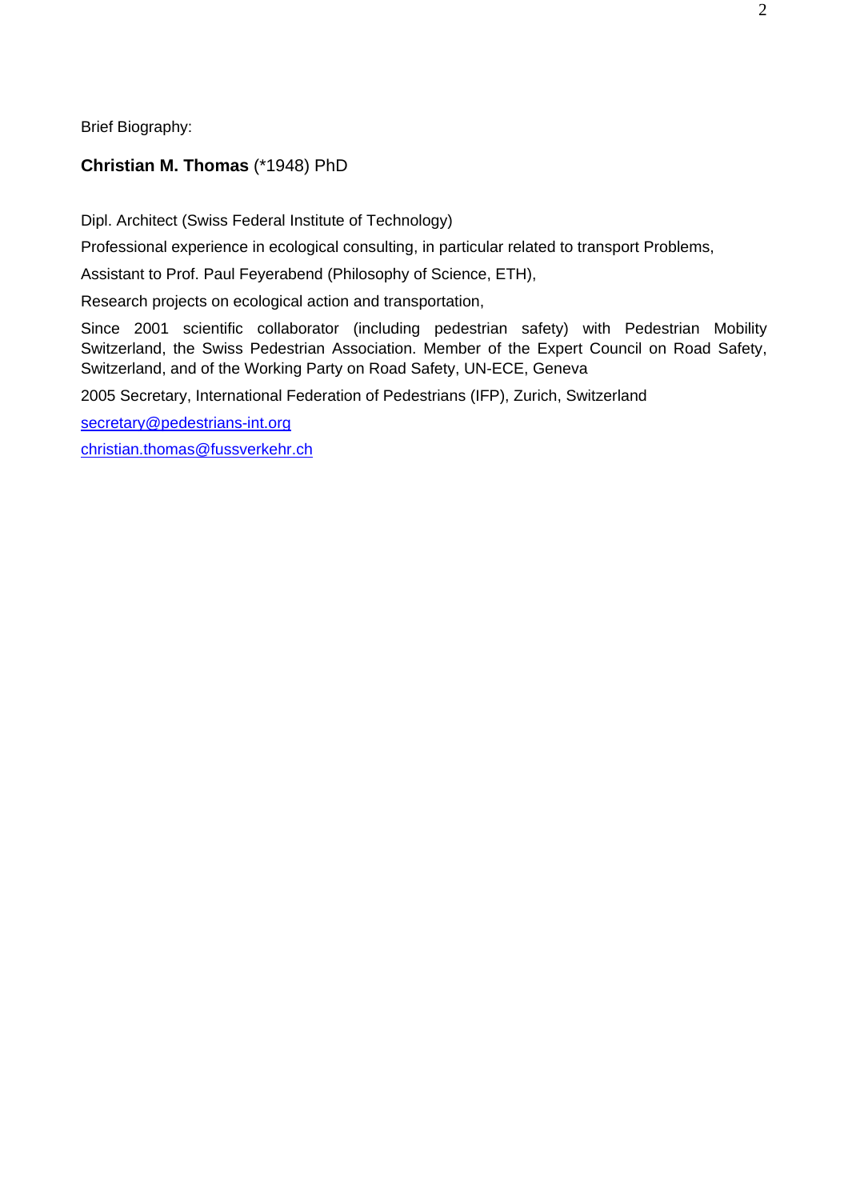Brief Biography:

**Christian M. Thomas** (*1948) PhD

Dipl. Architect (Swiss Federal Institute of Technology)

Professional experience in ecological consulting, in particular related to transport Problems,

Assistant to Prof. Paul Feyerabend (Philosophy of Science, ETH),

Research projects on ecological action and transportation,

Since 2001 scientific collaborator (including pedestrian safety) with Pedestrian Mobility Switzerland, the Swiss Pedestrian Association. Member of the Expert Council on Road Safety, Switzerland, and of the Working Party on Road Safety, UN-ECE, Geneva

2005 Secretary, International Federation of Pedestrians (IFP), Zurich, Switzerland

secretary@pedestrians-int.org

christian.thomas@fussverkehr.ch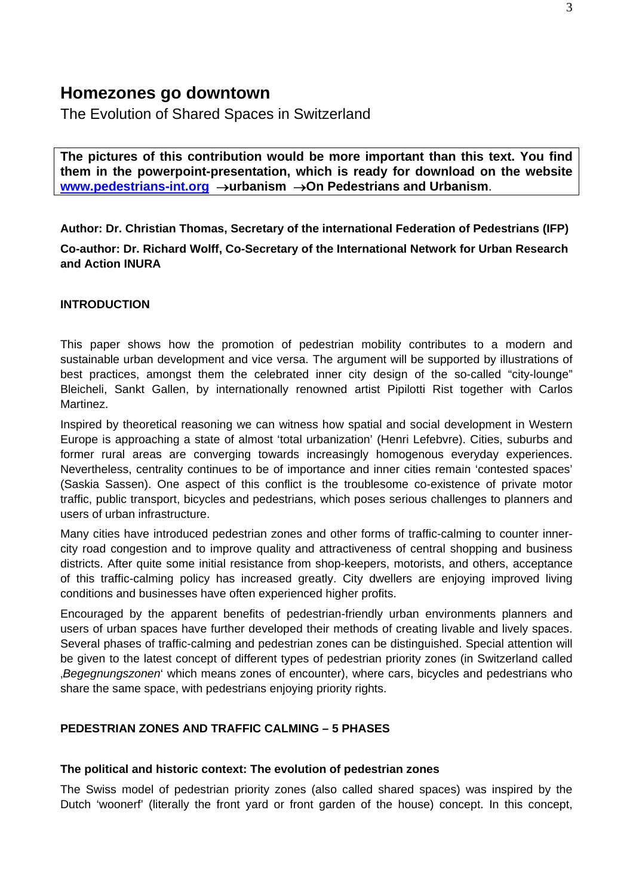# Homezones go downtown

The Evolution of Shared Spaces in Switzerland

**The pictures of this contribution would be more important than this text. You find them in the powerpoint-presentation, which is ready for download on the website [www.pedestrians-int.org](http://www.pedestrians-int.org) →urbanism →On Pedestrians and Urbanism**.

**Author: Dr. Christian Thomas, Secretary of the international Federation of Pedestrians (IFP)**

**Co-author: Dr. Richard Wolff, Co-Secretary of the International Network for Urban Research and Action INURA**

## INTRODUCTION

This paper shows how the promotion of pedestrian mobility contributes to a modern and sustainable urban development and vice versa. The argument will be supported by illustrations of best practices, amongst them the celebrated inner city design of the so-called "city-lounge" Bleicheli, Sankt Gallen, by internationally renowned artist Pipilotti Rist together with Carlos Martinez.

Inspired by theoretical reasoning we can witness how spatial and social development in Western Europe is approaching a state of almost 'total urbanization' (Henri Lefebvre). Cities, suburbs and former rural areas are converging towards increasingly homogenous everyday experiences. Nevertheless, centrality continues to be of importance and inner cities remain 'contested spaces' (Saskia Sassen). One aspect of this conflict is the troublesome co-existence of private motor traffic, public transport, bicycles and pedestrians, which poses serious challenges to planners and users of urban infrastructure.

Many cities have introduced pedestrian zones and other forms of traffic-calming to counter inner-city road congestion and to improve quality and attractiveness of central shopping and business districts. After quite some initial resistance from shop-keepers, motorists, and others, acceptance of this traffic-calming policy has increased greatly. City dwellers are enjoying improved living conditions and businesses have often experienced higher profits.

Encouraged by the apparent benefits of pedestrian-friendly urban environments planners and users of urban spaces have further developed their methods of creating livable and lively spaces. Several phases of traffic-calming and pedestrian zones can be distinguished. Special attention will be given to the latest concept of different types of pedestrian priority zones (in Switzerland called ‚*Begegnungszonen*' which means zones of encounter), where cars, bicycles and pedestrians who share the same space, with pedestrians enjoying priority rights.

## PEDESTRIAN ZONES AND TRAFFIC CALMING – 5 PHASES

### The political and historic context: The evolution of pedestrian zones

The Swiss model of pedestrian priority zones (also called shared spaces) was inspired by the Dutch 'woonerf' (literally the front yard or front garden of the house) concept. In this concept,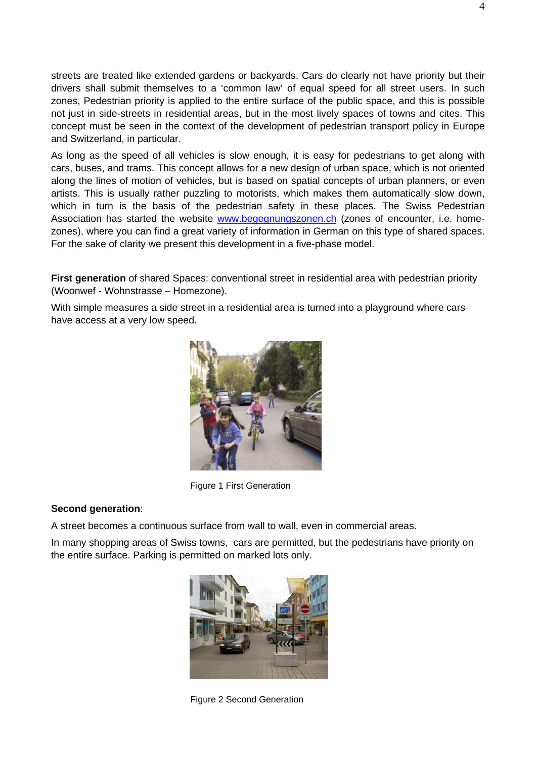streets are treated like extended gardens or backyards. Cars do clearly not have priority but their drivers shall submit themselves to a 'common law' of equal speed for all street users. In such zones, Pedestrian priority is applied to the entire surface of the public space, and this is possible not just in side-streets in residential areas, but in the most lively spaces of towns and cites. This concept must be seen in the context of the development of pedestrian transport policy in Europe and Switzerland, in particular.

As long as the speed of all vehicles is slow enough, it is easy for pedestrians to get along with cars, buses, and trams. This concept allows for a new design of urban space, which is not oriented along the lines of motion of vehicles, but is based on spatial concepts of urban planners, or even artists. This is usually rather puzzling to motorists, which makes them automatically slow down, which in turn is the basis of the pedestrian safety in these places. The Swiss Pedestrian Association has started the website [www.begegnungszonen.ch](http://www.begegnungszonen.ch) (zones of encounter, i.e. home-zones), where you can find a great variety of information in German on this type of shared spaces. For the sake of clarity we present this development in a five-phase model.

**First generation** of shared Spaces: conventional street in residential area with pedestrian priority (Woonwef - Wohnstrasse – Homezone).

With simple measures a side street in a residential area is turned into a playground where cars have access at a very low speed.

Figure 1 First Generation

**Second generation**:

A street becomes a continuous surface from wall to wall, even in commercial areas.

In many shopping areas of Swiss towns, cars are permitted, but the pedestrians have priority on the entire surface. Parking is permitted on marked lots only.

Figure 2 Second Generation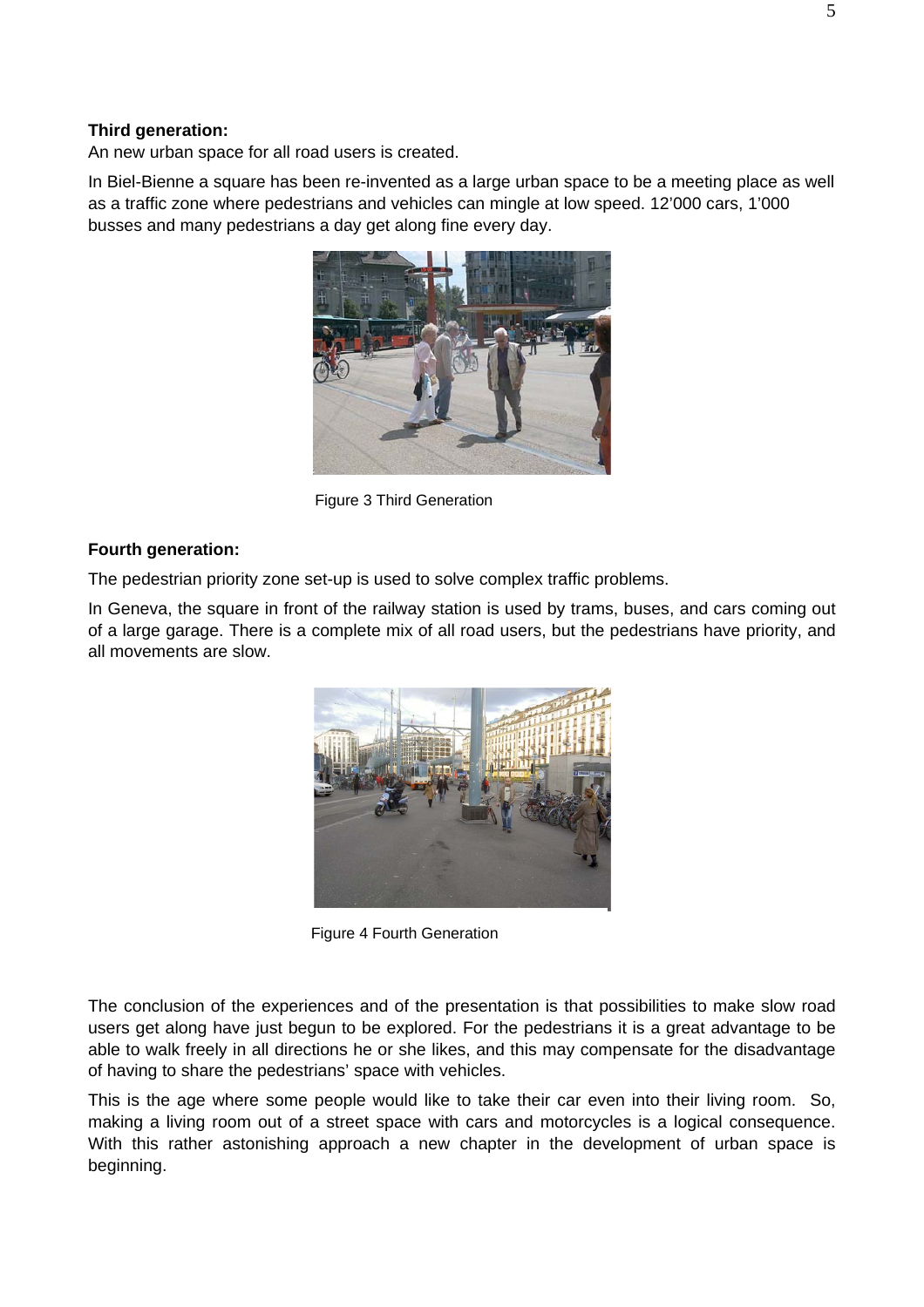**Third generation:**

An new urban space for all road users is created.

In Biel-Bienne a square has been re-invented as a large urban space to be a meeting place as well as a traffic zone where pedestrians and vehicles can mingle at low speed. 12'000 cars, 1'000 busses and many pedestrians a day get along fine every day.

Figure 3 Third Generation

**Fourth generation:**

The pedestrian priority zone set-up is used to solve complex traffic problems.

In Geneva, the square in front of the railway station is used by trams, buses, and cars coming out of a large garage. There is a complete mix of all road users, but the pedestrians have priority, and all movements are slow.

Figure 4 Fourth Generation

The conclusion of the experiences and of the presentation is that possibilities to make slow road users get along have just begun to be explored. For the pedestrians it is a great advantage to be able to walk freely in all directions he or she likes, and this may compensate for the disadvantage of having to share the pedestrians' space with vehicles.

This is the age where some people would like to take their car even into their living room. So, making a living room out of a street space with cars and motorcycles is a logical consequence. With this rather astonishing approach a new chapter in the development of urban space is beginning.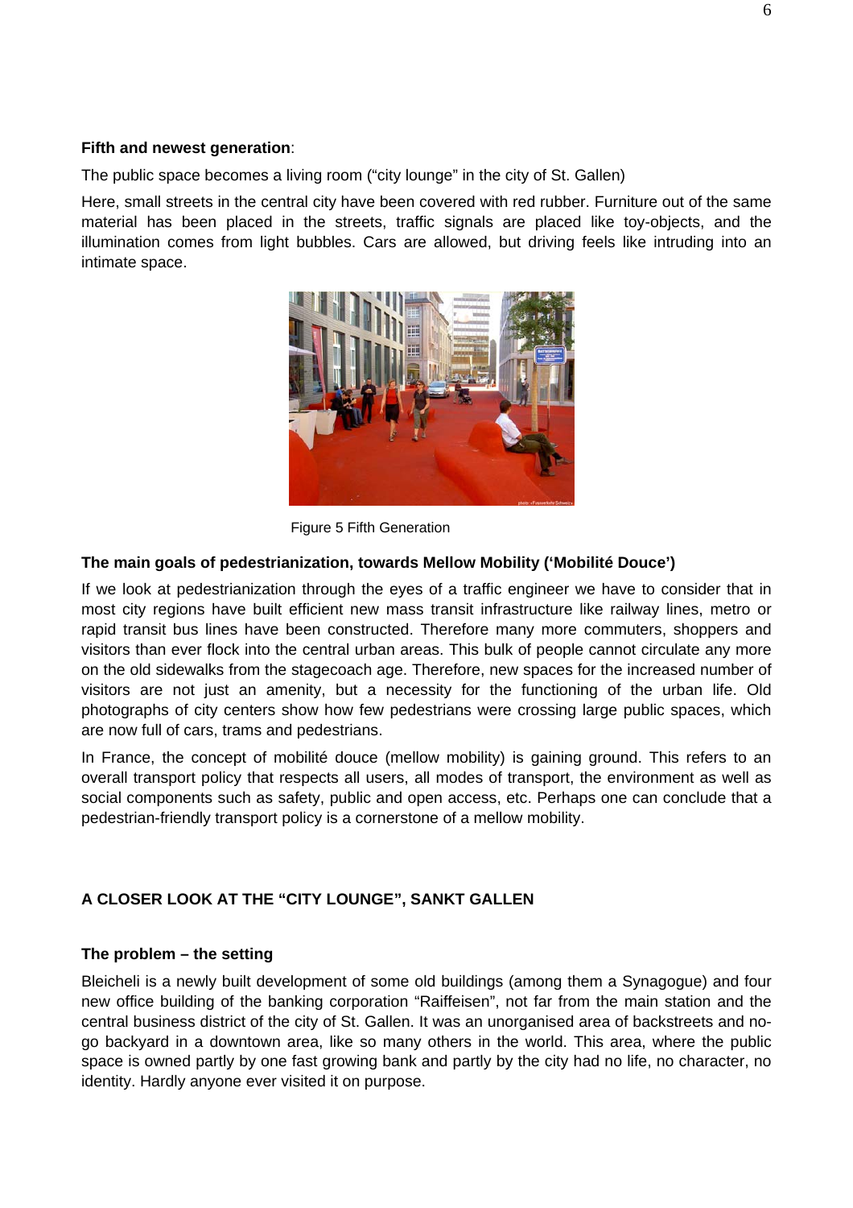**Fifth and newest generation**:

The public space becomes a living room ("city lounge" in the city of St. Gallen)

Here, small streets in the central city have been covered with red rubber. Furniture out of the same material has been placed in the streets, traffic signals are placed like toy-objects, and the illumination comes from light bubbles. Cars are allowed, but driving feels like intruding into an intimate space.

Figure 5 Fifth Generation

**The main goals of pedestrianization, towards Mellow Mobility ('Mobilité Douce')**

If we look at pedestrianization through the eyes of a traffic engineer we have to consider that in most city regions have built efficient new mass transit infrastructure like railway lines, metro or rapid transit bus lines have been constructed. Therefore many more commuters, shoppers and visitors than ever flock into the central urban areas. This bulk of people cannot circulate any more on the old sidewalks from the stagecoach age. Therefore, new spaces for the increased number of visitors are not just an amenity, but a necessity for the functioning of the urban life. Old photographs of city centers show how few pedestrians were crossing large public spaces, which are now full of cars, trams and pedestrians.

In France, the concept of mobilité douce (mellow mobility) is gaining ground. This refers to an overall transport policy that respects all users, all modes of transport, the environment as well as social components such as safety, public and open access, etc. Perhaps one can conclude that a pedestrian-friendly transport policy is a cornerstone of a mellow mobility.

## A CLOSER LOOK AT THE "CITY LOUNGE", SANKT GALLEN

**The problem – the setting**

Bleicheli is a newly built development of some old buildings (among them a Synagogue) and four new office building of the banking corporation "Raiffeisen", not far from the main station and the central business district of the city of St. Gallen. It was an unorganised area of backstreets and no-go backyard in a downtown area, like so many others in the world. This area, where the public space is owned partly by one fast growing bank and partly by the city had no life, no character, no identity. Hardly anyone ever visited it on purpose.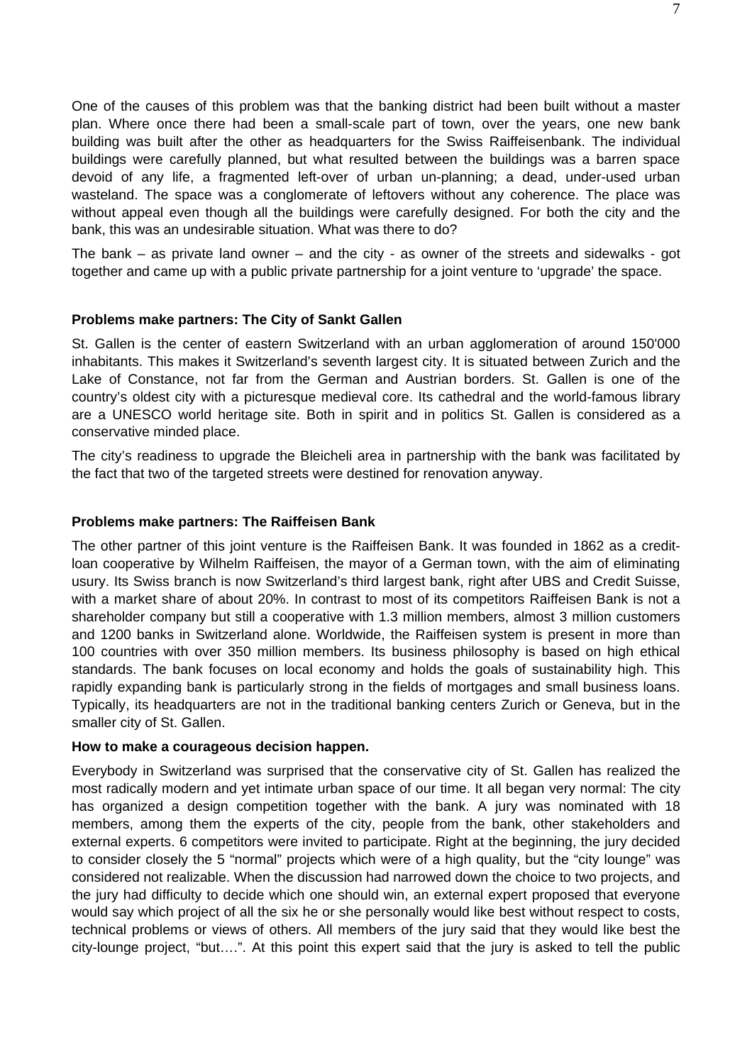One of the causes of this problem was that the banking district had been built without a master plan. Where once there had been a small-scale part of town, over the years, one new bank building was built after the other as headquarters for the Swiss Raiffeisenbank. The individual buildings were carefully planned, but what resulted between the buildings was a barren space devoid of any life, a fragmented left-over of urban un-planning; a dead, under-used urban wasteland. The space was a conglomerate of leftovers without any coherence. The place was without appeal even though all the buildings were carefully designed. For both the city and the bank, this was an undesirable situation. What was there to do?

The bank – as private land owner – and the city - as owner of the streets and sidewalks - got together and came up with a public private partnership for a joint venture to 'upgrade' the space.

**Problems make partners: The City of Sankt Gallen**

St. Gallen is the center of eastern Switzerland with an urban agglomeration of around 150'000 inhabitants. This makes it Switzerland's seventh largest city. It is situated between Zurich and the Lake of Constance, not far from the German and Austrian borders. St. Gallen is one of the country's oldest city with a picturesque medieval core. Its cathedral and the world-famous library are a UNESCO world heritage site. Both in spirit and in politics St. Gallen is considered as a conservative minded place.

The city's readiness to upgrade the Bleicheli area in partnership with the bank was facilitated by the fact that two of the targeted streets were destined for renovation anyway.

**Problems make partners: The Raiffeisen Bank**

The other partner of this joint venture is the Raiffeisen Bank. It was founded in 1862 as a credit-loan cooperative by Wilhelm Raiffeisen, the mayor of a German town, with the aim of eliminating usury. Its Swiss branch is now Switzerland's third largest bank, right after UBS and Credit Suisse, with a market share of about 20%. In contrast to most of its competitors Raiffeisen Bank is not a shareholder company but still a cooperative with 1.3 million members, almost 3 million customers and 1200 banks in Switzerland alone. Worldwide, the Raiffeisen system is present in more than 100 countries with over 350 million members. Its business philosophy is based on high ethical standards. The bank focuses on local economy and holds the goals of sustainability high. This rapidly expanding bank is particularly strong in the fields of mortgages and small business loans. Typically, its headquarters are not in the traditional banking centers Zurich or Geneva, but in the smaller city of St. Gallen.

**How to make a courageous decision happen.**

Everybody in Switzerland was surprised that the conservative city of St. Gallen has realized the most radically modern and yet intimate urban space of our time. It all began very normal: The city has organized a design competition together with the bank. A jury was nominated with 18 members, among them the experts of the city, people from the bank, other stakeholders and external experts. 6 competitors were invited to participate. Right at the beginning, the jury decided to consider closely the 5 "normal" projects which were of a high quality, but the "city lounge" was considered not realizable. When the discussion had narrowed down the choice to two projects, and the jury had difficulty to decide which one should win, an external expert proposed that everyone would say which project of all the six he or she personally would like best without respect to costs, technical problems or views of others. All members of the jury said that they would like best the city-lounge project, "but….". At this point this expert said that the jury is asked to tell the public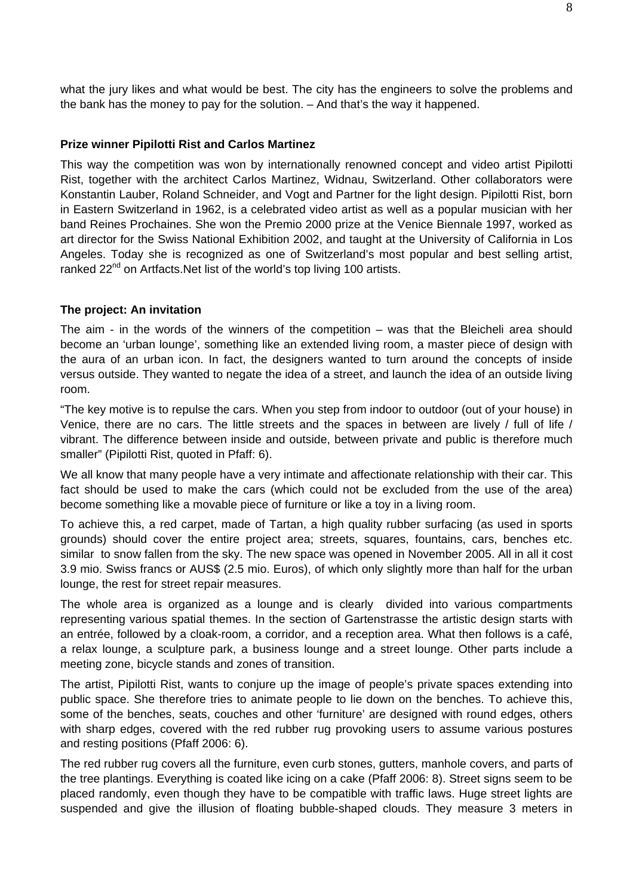what the jury likes and what would be best. The city has the engineers to solve the problems and the bank has the money to pay for the solution. – And that's the way it happened.

**Prize winner Pipilotti Rist and Carlos Martinez**

This way the competition was won by internationally renowned concept and video artist Pipilotti Rist, together with the architect Carlos Martinez, Widnau, Switzerland. Other collaborators were Konstantin Lauber, Roland Schneider, and Vogt and Partner for the light design. Pipilotti Rist, born in Eastern Switzerland in 1962, is a celebrated video artist as well as a popular musician with her band Reines Prochaines. She won the Premio 2000 prize at the Venice Biennale 1997, worked as art director for the Swiss National Exhibition 2002, and taught at the University of California in Los Angeles. Today she is recognized as one of Switzerland's most popular and best selling artist, ranked 22nd on Artfacts.Net list of the world's top living 100 artists.

**The project: An invitation**

The aim - in the words of the winners of the competition – was that the Bleicheli area should become an 'urban lounge', something like an extended living room, a master piece of design with the aura of an urban icon. In fact, the designers wanted to turn around the concepts of inside versus outside. They wanted to negate the idea of a street, and launch the idea of an outside living room.

"The key motive is to repulse the cars. When you step from indoor to outdoor (out of your house) in Venice, there are no cars. The little streets and the spaces in between are lively / full of life / vibrant. The difference between inside and outside, between private and public is therefore much smaller" (Pipilotti Rist, quoted in Pfaff: 6).

We all know that many people have a very intimate and affectionate relationship with their car. This fact should be used to make the cars (which could not be excluded from the use of the area) become something like a movable piece of furniture or like a toy in a living room.

To achieve this, a red carpet, made of Tartan, a high quality rubber surfacing (as used in sports grounds) should cover the entire project area; streets, squares, fountains, cars, benches etc. similar to snow fallen from the sky. The new space was opened in November 2005. All in all it cost 3.9 mio. Swiss francs or AUS$ (2.5 mio. Euros), of which only slightly more than half for the urban lounge, the rest for street repair measures.

The whole area is organized as a lounge and is clearly divided into various compartments representing various spatial themes. In the section of Gartenstrasse the artistic design starts with an entrée, followed by a cloak-room, a corridor, and a reception area. What then follows is a café, a relax lounge, a sculpture park, a business lounge and a street lounge. Other parts include a meeting zone, bicycle stands and zones of transition.

The artist, Pipilotti Rist, wants to conjure up the image of people's private spaces extending into public space. She therefore tries to animate people to lie down on the benches. To achieve this, some of the benches, seats, couches and other 'furniture' are designed with round edges, others with sharp edges, covered with the red rubber rug provoking users to assume various postures and resting positions (Pfaff 2006: 6).

The red rubber rug covers all the furniture, even curb stones, gutters, manhole covers, and parts of the tree plantings. Everything is coated like icing on a cake (Pfaff 2006: 8). Street signs seem to be placed randomly, even though they have to be compatible with traffic laws. Huge street lights are suspended and give the illusion of floating bubble-shaped clouds. They measure 3 meters in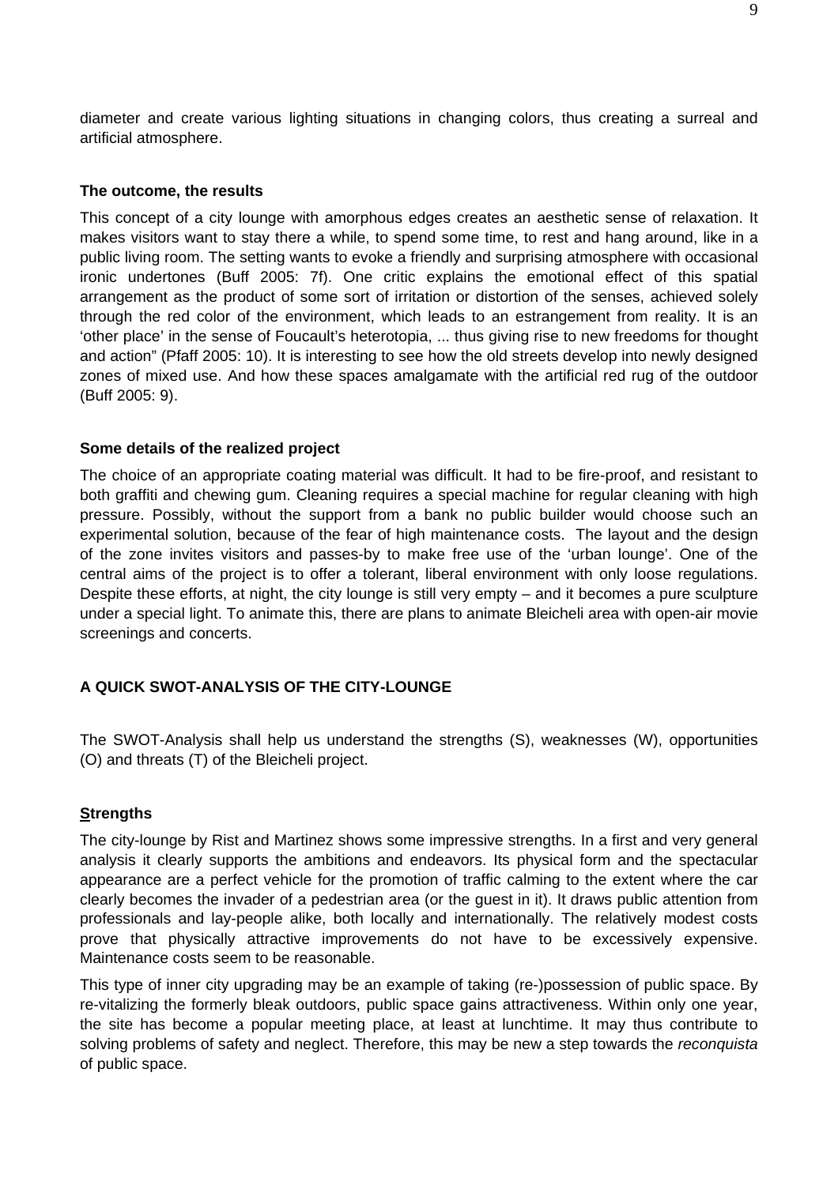diameter and create various lighting situations in changing colors, thus creating a surreal and artificial atmosphere.

#### The outcome, the results

This concept of a city lounge with amorphous edges creates an aesthetic sense of relaxation. It makes visitors want to stay there a while, to spend some time, to rest and hang around, like in a public living room. The setting wants to evoke a friendly and surprising atmosphere with occasional ironic undertones (Buff 2005: 7f). One critic explains the emotional effect of this spatial arrangement as the product of some sort of irritation or distortion of the senses, achieved solely through the red color of the environment, which leads to an estrangement from reality. It is an 'other place' in the sense of Foucault's heterotopia, ... thus giving rise to new freedoms for thought and action" (Pfaff 2005: 10). It is interesting to see how the old streets develop into newly designed zones of mixed use. And how these spaces amalgamate with the artificial red rug of the outdoor (Buff 2005: 9).

#### Some details of the realized project

The choice of an appropriate coating material was difficult. It had to be fire-proof, and resistant to both graffiti and chewing gum. Cleaning requires a special machine for regular cleaning with high pressure. Possibly, without the support from a bank no public builder would choose such an experimental solution, because of the fear of high maintenance costs. The layout and the design of the zone invites visitors and passes-by to make free use of the 'urban lounge'. One of the central aims of the project is to offer a tolerant, liberal environment with only loose regulations. Despite these efforts, at night, the city lounge is still very empty – and it becomes a pure sculpture under a special light. To animate this, there are plans to animate Bleicheli area with open-air movie screenings and concerts.

### A QUICK SWOT-ANALYSIS OF THE CITY-LOUNGE

The SWOT-Analysis shall help us understand the strengths (S), weaknesses (W), opportunities (O) and threats (T) of the Bleicheli project.

#### Strengths

The city-lounge by Rist and Martinez shows some impressive strengths. In a first and very general analysis it clearly supports the ambitions and endeavors. Its physical form and the spectacular appearance are a perfect vehicle for the promotion of traffic calming to the extent where the car clearly becomes the invader of a pedestrian area (or the guest in it). It draws public attention from professionals and lay-people alike, both locally and internationally. The relatively modest costs prove that physically attractive improvements do not have to be excessively expensive. Maintenance costs seem to be reasonable.

This type of inner city upgrading may be an example of taking (re-)possession of public space. By re-vitalizing the formerly bleak outdoors, public space gains attractiveness. Within only one year, the site has become a popular meeting place, at least at lunchtime. It may thus contribute to solving problems of safety and neglect. Therefore, this may be new a step towards the *reconquista* of public space.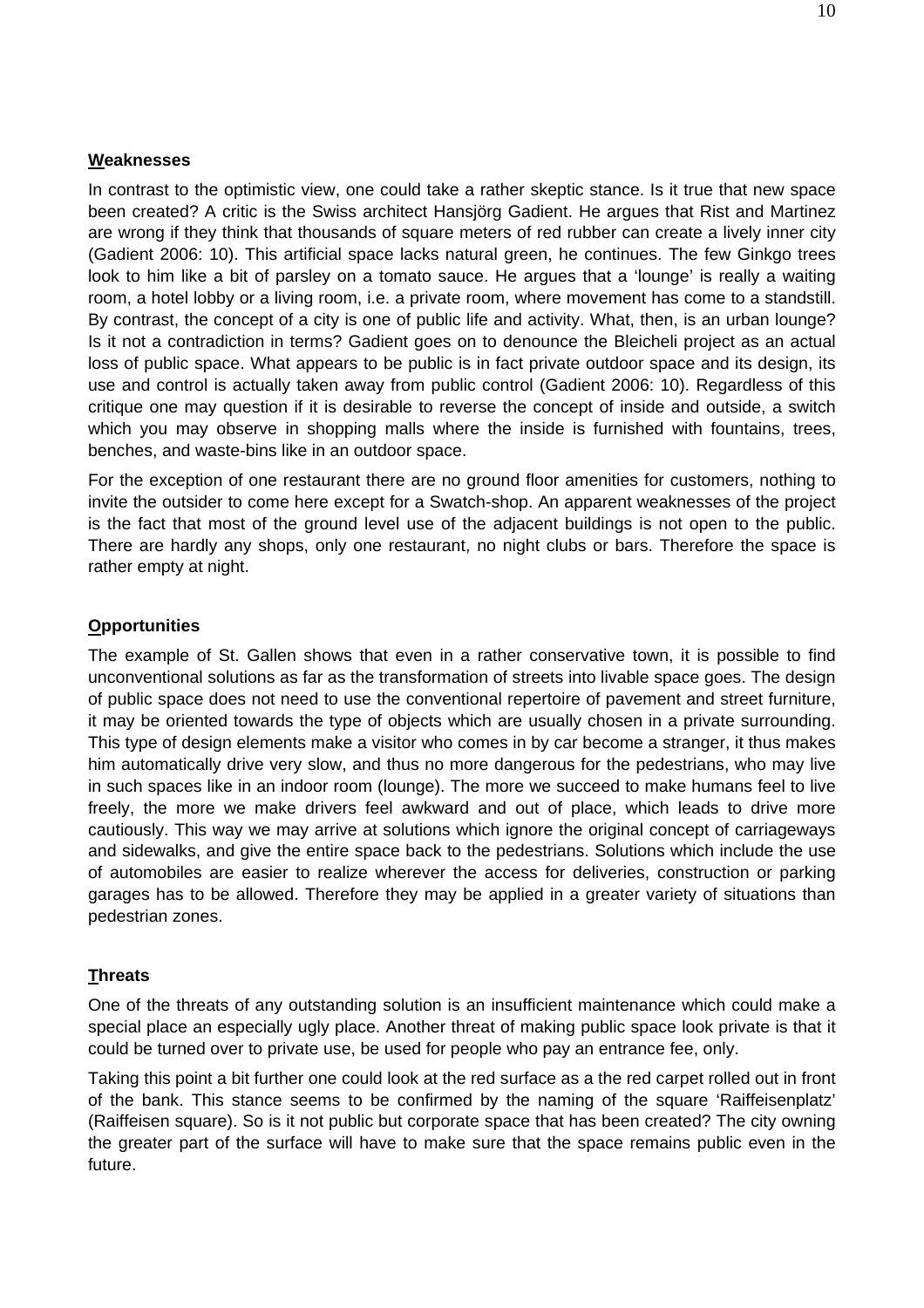## **W**eaknesses

In contrast to the optimistic view, one could take a rather skeptic stance. Is it true that new space been created? A critic is the Swiss architect Hansjörg Gadient. He argues that Rist and Martinez are wrong if they think that thousands of square meters of red rubber can create a lively inner city (Gadient 2006: 10). This artificial space lacks natural green, he continues. The few Ginkgo trees look to him like a bit of parsley on a tomato sauce. He argues that a 'lounge' is really a waiting room, a hotel lobby or a living room, i.e. a private room, where movement has come to a standstill. By contrast, the concept of a city is one of public life and activity. What, then, is an urban lounge? Is it not a contradiction in terms? Gadient goes on to denounce the Bleicheli project as an actual loss of public space. What appears to be public is in fact private outdoor space and its design, its use and control is actually taken away from public control (Gadient 2006: 10). Regardless of this critique one may question if it is desirable to reverse the concept of inside and outside, a switch which you may observe in shopping malls where the inside is furnished with fountains, trees, benches, and waste-bins like in an outdoor space.

For the exception of one restaurant there are no ground floor amenities for customers, nothing to invite the outsider to come here except for a Swatch-shop. An apparent weaknesses of the project is the fact that most of the ground level use of the adjacent buildings is not open to the public. There are hardly any shops, only one restaurant, no night clubs or bars. Therefore the space is rather empty at night.

## **O**pportunities

The example of St. Gallen shows that even in a rather conservative town, it is possible to find unconventional solutions as far as the transformation of streets into livable space goes. The design of public space does not need to use the conventional repertoire of pavement and street furniture, it may be oriented towards the type of objects which are usually chosen in a private surrounding. This type of design elements make a visitor who comes in by car become a stranger, it thus makes him automatically drive very slow, and thus no more dangerous for the pedestrians, who may live in such spaces like in an indoor room (lounge). The more we succeed to make humans feel to live freely, the more we make drivers feel awkward and out of place, which leads to drive more cautiously. This way we may arrive at solutions which ignore the original concept of carriageways and sidewalks, and give the entire space back to the pedestrians. Solutions which include the use of automobiles are easier to realize wherever the access for deliveries, construction or parking garages has to be allowed. Therefore they may be applied in a greater variety of situations than pedestrian zones.

## **T**hreats

One of the threats of any outstanding solution is an insufficient maintenance which could make a special place an especially ugly place. Another threat of making public space look private is that it could be turned over to private use, be used for people who pay an entrance fee, only.

Taking this point a bit further one could look at the red surface as a the red carpet rolled out in front of the bank. This stance seems to be confirmed by the naming of the square 'Raiffeisenplatz' (Raiffeisen square). So is it not public but corporate space that has been created? The city owning the greater part of the surface will have to make sure that the space remains public even in the future.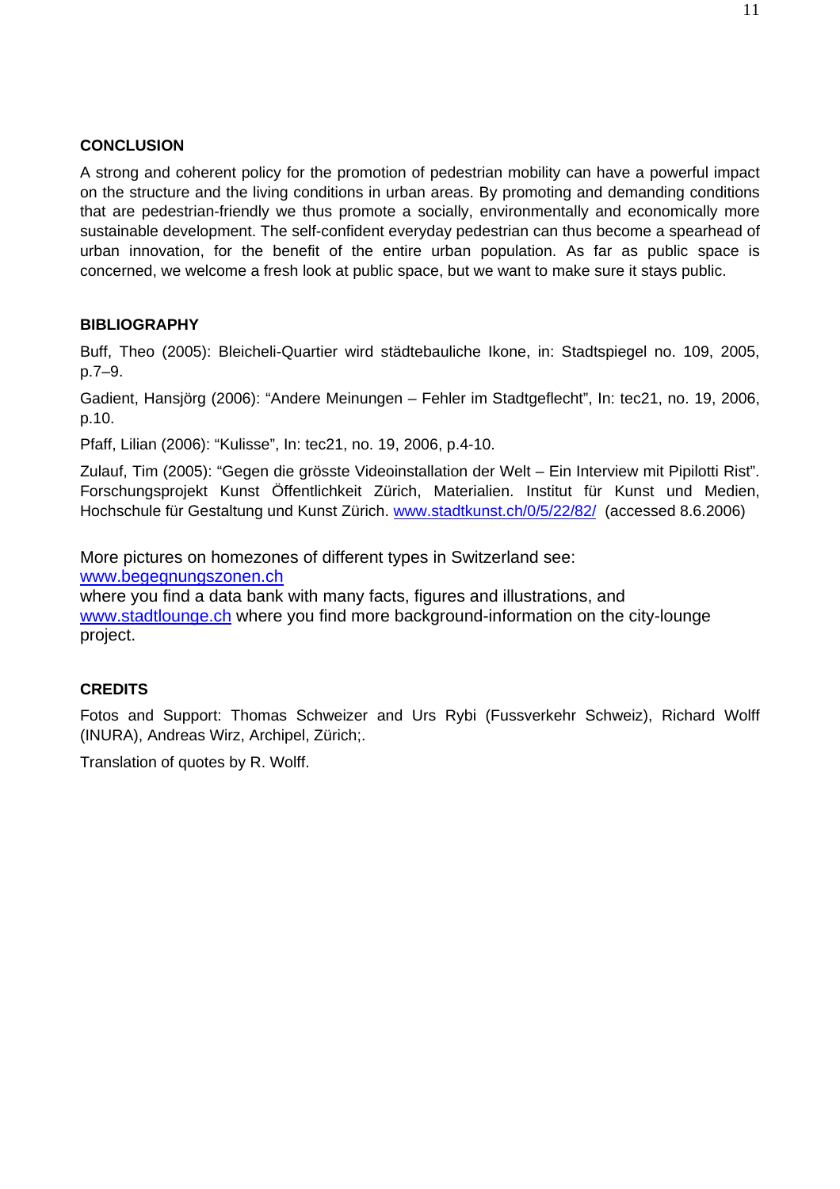## CONCLUSION

A strong and coherent policy for the promotion of pedestrian mobility can have a powerful impact on the structure and the living conditions in urban areas. By promoting and demanding conditions that are pedestrian-friendly we thus promote a socially, environmentally and economically more sustainable development. The self-confident everyday pedestrian can thus become a spearhead of urban innovation, for the benefit of the entire urban population. As far as public space is concerned, we welcome a fresh look at public space, but we want to make sure it stays public.

## BIBLIOGRAPHY

Buff, Theo (2005): Bleicheli-Quartier wird städtebauliche Ikone, in: Stadtspiegel no. 109, 2005, p.7–9.

Gadient, Hansjörg (2006): "Andere Meinungen – Fehler im Stadtgeflecht", In: tec21, no. 19, 2006, p.10.

Pfaff, Lilian (2006): "Kulisse", In: tec21, no. 19, 2006, p.4-10.

Zulauf, Tim (2005): "Gegen die grösste Videoinstallation der Welt – Ein Interview mit Pipilotti Rist". Forschungsprojekt Kunst Öffentlichkeit Zürich, Materialien. Institut für Kunst und Medien, Hochschule für Gestaltung und Kunst Zürich. [www.stadtkunst.ch/0/5/22/82/](www.stadtkunst.ch/0/5/22/82/) (accessed 8.6.2006)

More pictures on homezones of different types in Switzerland see:
[www.begegnungszonen.ch](www.begegnungszonen.ch)
where you find a data bank with many facts, figures and illustrations, and [www.stadtlounge.ch](www.stadtlounge.ch) where you find more background-information on the city-lounge project.

## CREDITS

Fotos and Support: Thomas Schweizer and Urs Rybi (Fussverkehr Schweiz), Richard Wolff (INURA), Andreas Wirz, Archipel, Zürich;.

Translation of quotes by R. Wolff.